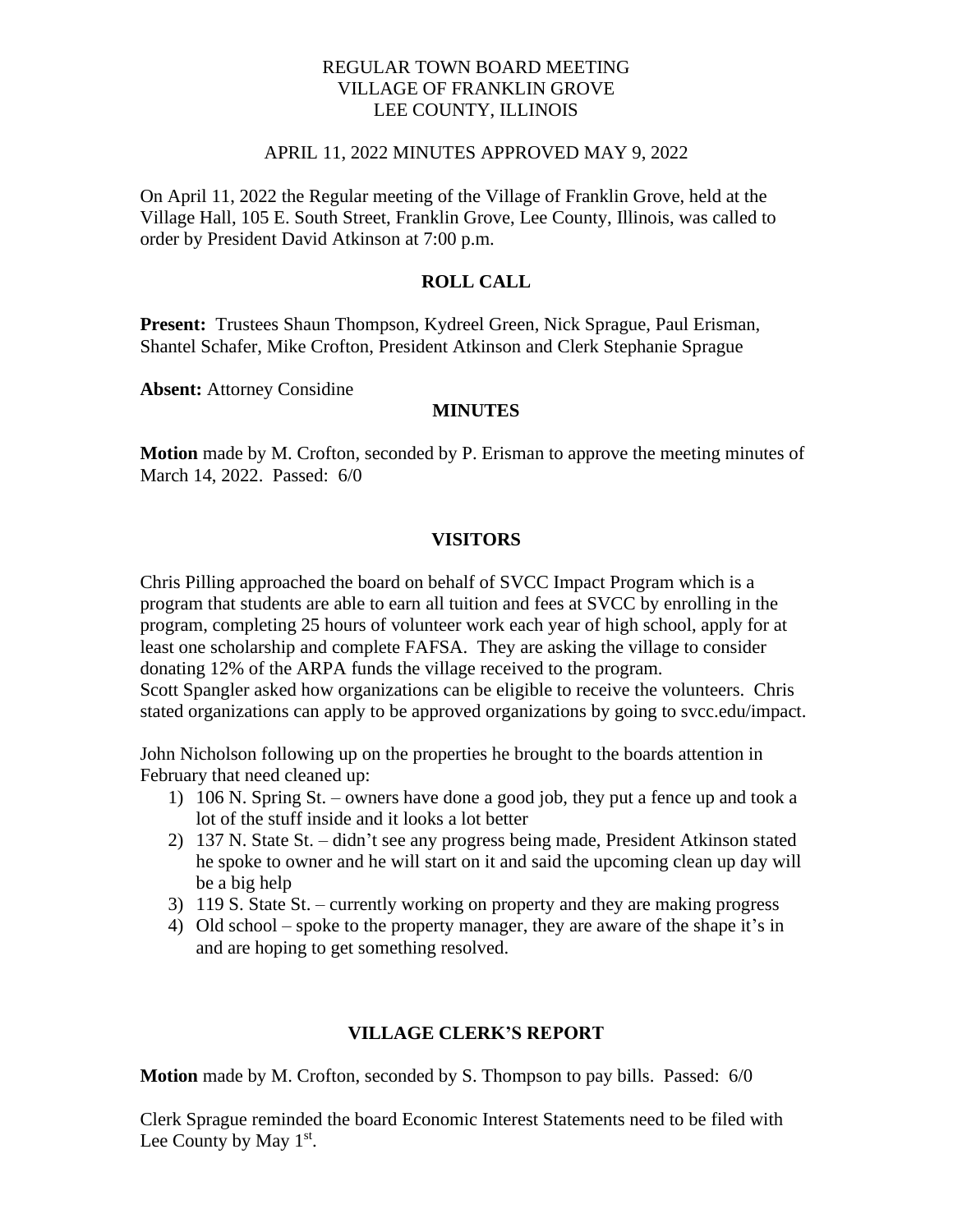# REGULAR TOWN BOARD MEETING
# VILLAGE OF FRANKLIN GROVE
# LEE COUNTY, ILLINOIS

APRIL 11, 2022 MINUTES APPROVED MAY 9, 2022

On April 11, 2022 the Regular meeting of the Village of Franklin Grove, held at the Village Hall, 105 E. South Street, Franklin Grove, Lee County, Illinois, was called to order by President David Atkinson at 7:00 p.m.

## ROLL CALL

**Present:** Trustees Shaun Thompson, Kydreel Green, Nick Sprague, Paul Erisman, Shantel Schafer, Mike Crofton, President Atkinson and Clerk Stephanie Sprague

**Absent:** Attorney Considine

## MINUTES

**Motion** made by M. Crofton, seconded by P. Erisman to approve the meeting minutes of March 14, 2022. Passed: 6/0

## VISITORS

Chris Pilling approached the board on behalf of SVCC Impact Program which is a program that students are able to earn all tuition and fees at SVCC by enrolling in the program, completing 25 hours of volunteer work each year of high school, apply for at least one scholarship and complete FAFSA. They are asking the village to consider donating 12% of the ARPA funds the village received to the program.
Scott Spangler asked how organizations can be eligible to receive the volunteers. Chris stated organizations can apply to be approved organizations by going to svcc.edu/impact.

John Nicholson following up on the properties he brought to the boards attention in February that need cleaned up:

1) 106 N. Spring St. – owners have done a good job, they put a fence up and took a lot of the stuff inside and it looks a lot better
2) 137 N. State St. – didn't see any progress being made, President Atkinson stated he spoke to owner and he will start on it and said the upcoming clean up day will be a big help
3) 119 S. State St. – currently working on property and they are making progress
4) Old school – spoke to the property manager, they are aware of the shape it's in and are hoping to get something resolved.

## VILLAGE CLERK'S REPORT

**Motion** made by M. Crofton, seconded by S. Thompson to pay bills. Passed: 6/0

Clerk Sprague reminded the board Economic Interest Statements need to be filed with Lee County by May 1st.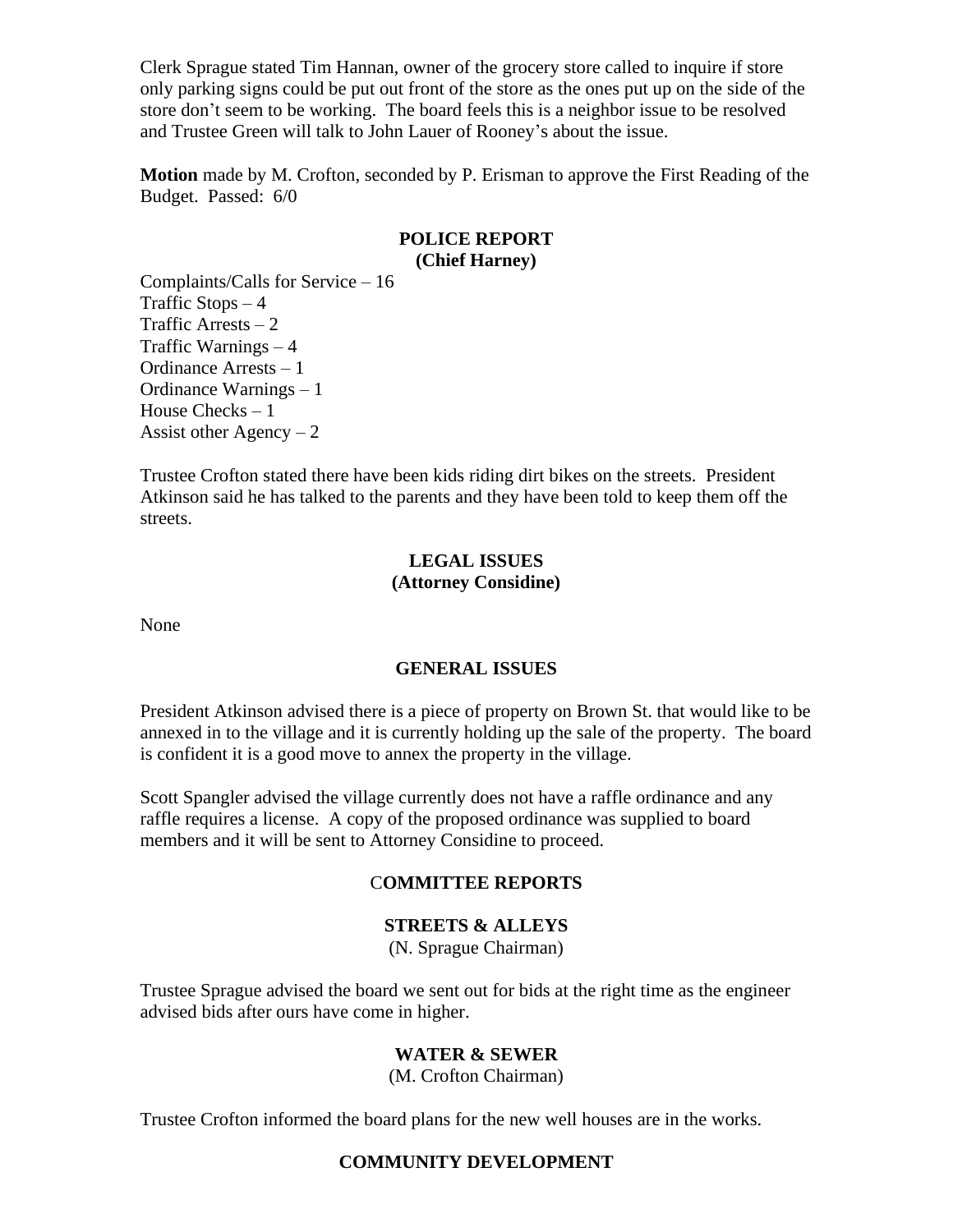Clerk Sprague stated Tim Hannan, owner of the grocery store called to inquire if store only parking signs could be put out front of the store as the ones put up on the side of the store don't seem to be working. The board feels this is a neighbor issue to be resolved and Trustee Green will talk to John Lauer of Rooney's about the issue.

**Motion** made by M. Crofton, seconded by P. Erisman to approve the First Reading of the Budget. Passed: 6/0

## POLICE REPORT
**(Chief Harney)**

Complaints/Calls for Service – 16
Traffic Stops – 4
Traffic Arrests – 2
Traffic Warnings – 4
Ordinance Arrests – 1
Ordinance Warnings – 1
House Checks – 1
Assist other Agency – 2

Trustee Crofton stated there have been kids riding dirt bikes on the streets. President Atkinson said he has talked to the parents and they have been told to keep them off the streets.

## LEGAL ISSUES
**(Attorney Considine)**

None

## GENERAL ISSUES

President Atkinson advised there is a piece of property on Brown St. that would like to be annexed in to the village and it is currently holding up the sale of the property. The board is confident it is a good move to annex the property in the village.

Scott Spangler advised the village currently does not have a raffle ordinance and any raffle requires a license. A copy of the proposed ordinance was supplied to board members and it will be sent to Attorney Considine to proceed.

## COMMITTEE REPORTS

### STREETS & ALLEYS
(N. Sprague Chairman)

Trustee Sprague advised the board we sent out for bids at the right time as the engineer advised bids after ours have come in higher.

### WATER & SEWER
(M. Crofton Chairman)

Trustee Crofton informed the board plans for the new well houses are in the works.

### COMMUNITY DEVELOPMENT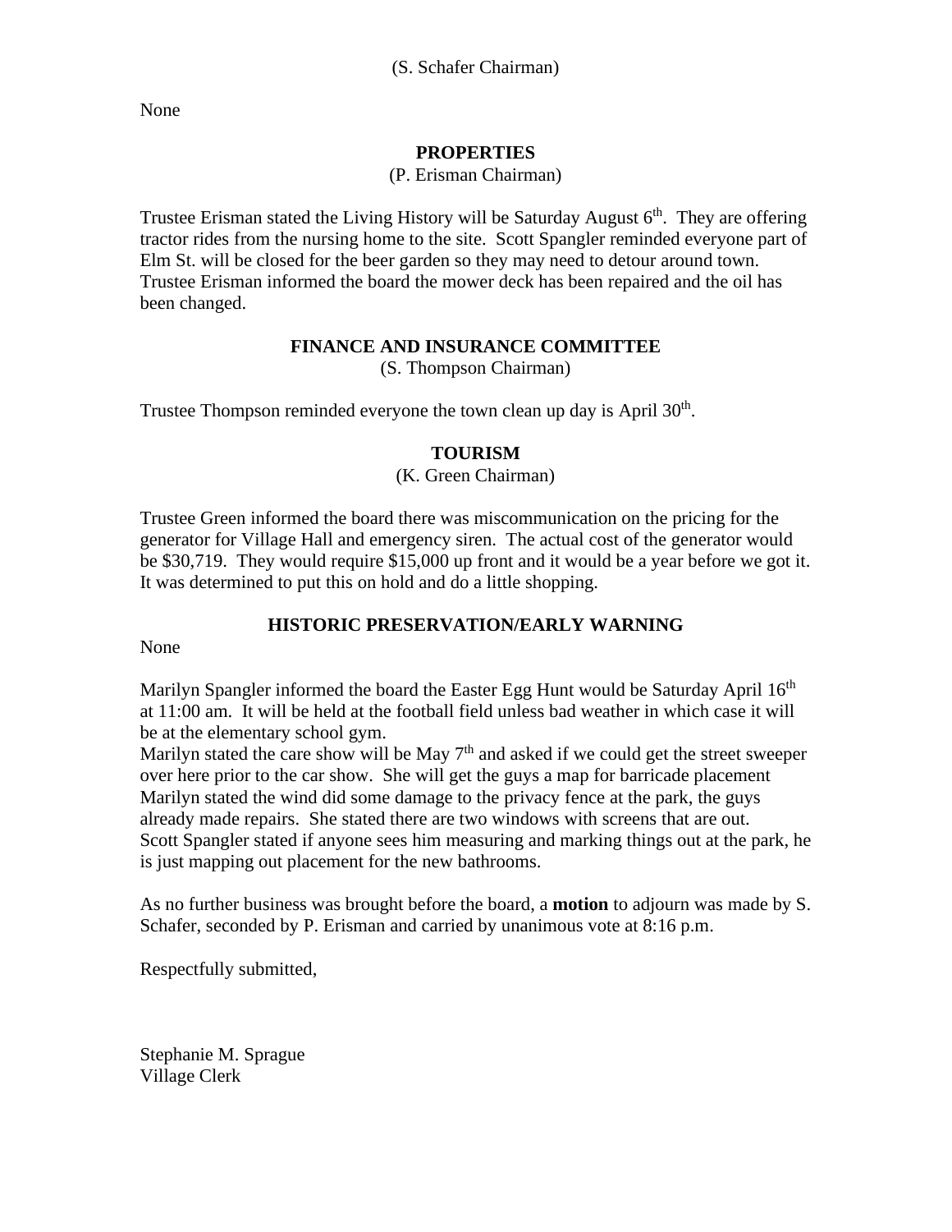(S. Schafer Chairman)

None

**PROPERTIES**

(P. Erisman Chairman)

Trustee Erisman stated the Living History will be Saturday August 6th. They are offering tractor rides from the nursing home to the site. Scott Spangler reminded everyone part of Elm St. will be closed for the beer garden so they may need to detour around town. Trustee Erisman informed the board the mower deck has been repaired and the oil has been changed.

**FINANCE AND INSURANCE COMMITTEE**

(S. Thompson Chairman)

Trustee Thompson reminded everyone the town clean up day is April 30th.

**TOURISM**

(K. Green Chairman)

Trustee Green informed the board there was miscommunication on the pricing for the generator for Village Hall and emergency siren. The actual cost of the generator would be $30,719. They would require $15,000 up front and it would be a year before we got it. It was determined to put this on hold and do a little shopping.

**HISTORIC PRESERVATION/EARLY WARNING**

None

Marilyn Spangler informed the board the Easter Egg Hunt would be Saturday April 16th at 11:00 am. It will be held at the football field unless bad weather in which case it will be at the elementary school gym.
Marilyn stated the care show will be May 7th and asked if we could get the street sweeper over here prior to the car show. She will get the guys a map for barricade placement
Marilyn stated the wind did some damage to the privacy fence at the park, the guys already made repairs. She stated there are two windows with screens that are out.
Scott Spangler stated if anyone sees him measuring and marking things out at the park, he is just mapping out placement for the new bathrooms.

As no further business was brought before the board, a **motion** to adjourn was made by S. Schafer, seconded by P. Erisman and carried by unanimous vote at 8:16 p.m.

Respectfully submitted,

Stephanie M. Sprague
Village Clerk